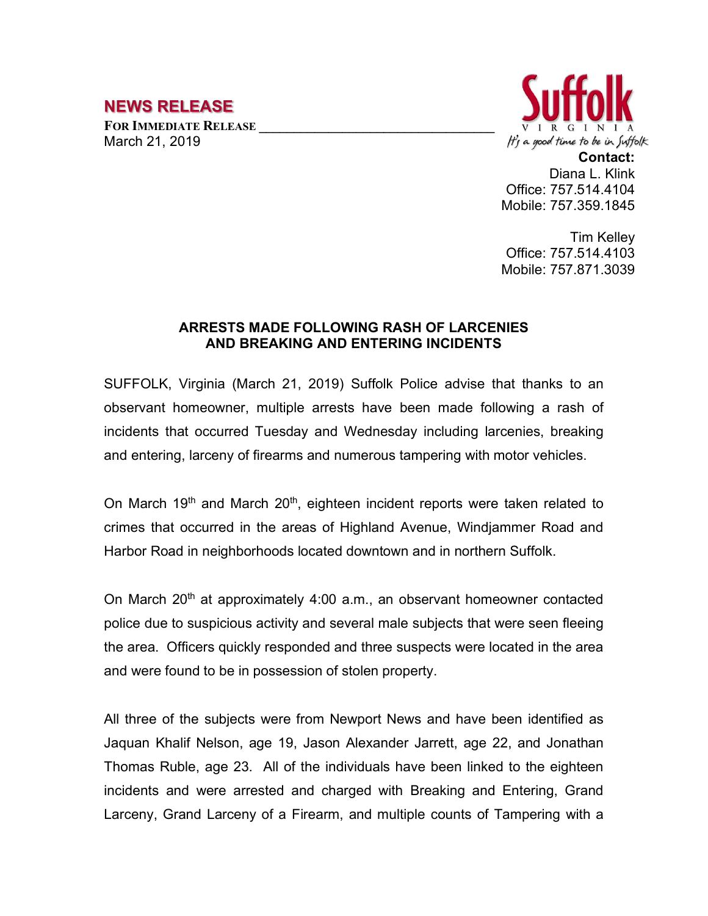# NEWS RELEASE

**FOR IMMEDIATE RELEASE**
March 21, 2019

Suffolk
VIRGINIA
It's a good time to be in Suffolk

**Contact:**
Diana L. Klink
Office: 757.514.4104
Mobile: 757.359.1845

Tim Kelley
Office: 757.514.4103
Mobile: 757.871.3039

## ARRESTS MADE FOLLOWING RASH OF LARCENIES AND BREAKING AND ENTERING INCIDENTS

SUFFOLK, Virginia (March 21, 2019) Suffolk Police advise that thanks to an observant homeowner, multiple arrests have been made following a rash of incidents that occurred Tuesday and Wednesday including larcenies, breaking and entering, larceny of firearms and numerous tampering with motor vehicles.

On March 19th and March 20th, eighteen incident reports were taken related to crimes that occurred in the areas of Highland Avenue, Windjammer Road and Harbor Road in neighborhoods located downtown and in northern Suffolk.

On March 20th at approximately 4:00 a.m., an observant homeowner contacted police due to suspicious activity and several male subjects that were seen fleeing the area. Officers quickly responded and three suspects were located in the area and were found to be in possession of stolen property.

All three of the subjects were from Newport News and have been identified as Jaquan Khalif Nelson, age 19, Jason Alexander Jarrett, age 22, and Jonathan Thomas Ruble, age 23. All of the individuals have been linked to the eighteen incidents and were arrested and charged with Breaking and Entering, Grand Larceny, Grand Larceny of a Firearm, and multiple counts of Tampering with a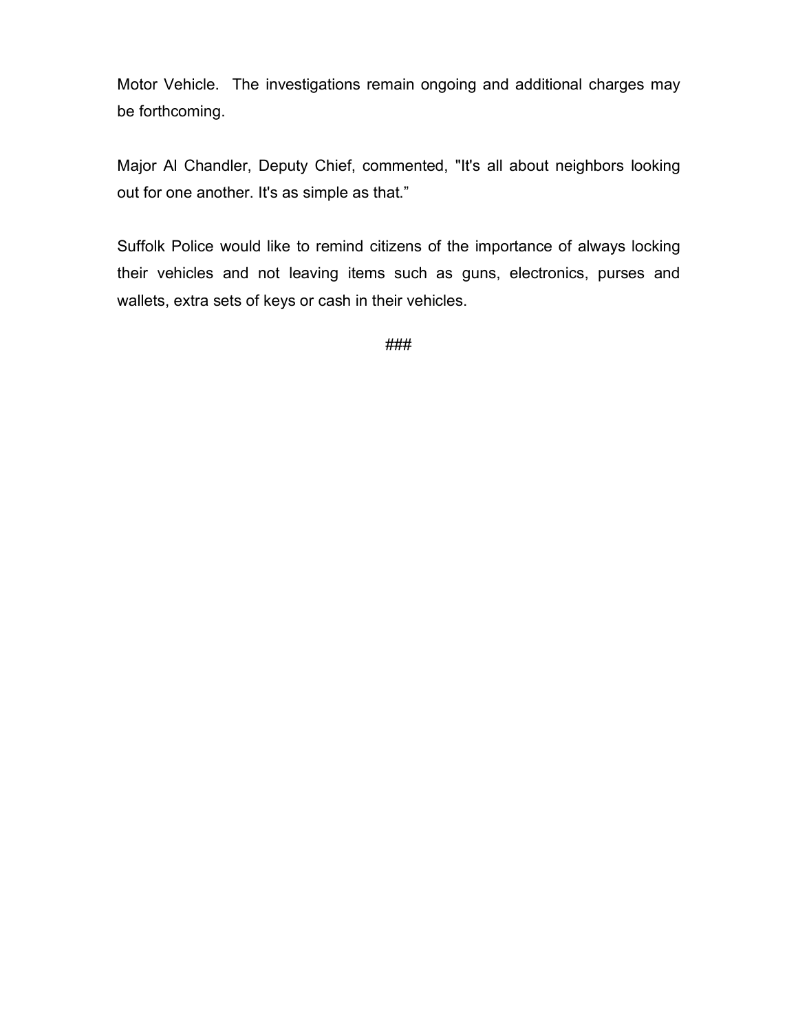Motor Vehicle. The investigations remain ongoing and additional charges may be forthcoming.

Major Al Chandler, Deputy Chief, commented, "It's all about neighbors looking out for one another. It's as simple as that."

Suffolk Police would like to remind citizens of the importance of always locking their vehicles and not leaving items such as guns, electronics, purses and wallets, extra sets of keys or cash in their vehicles.

###